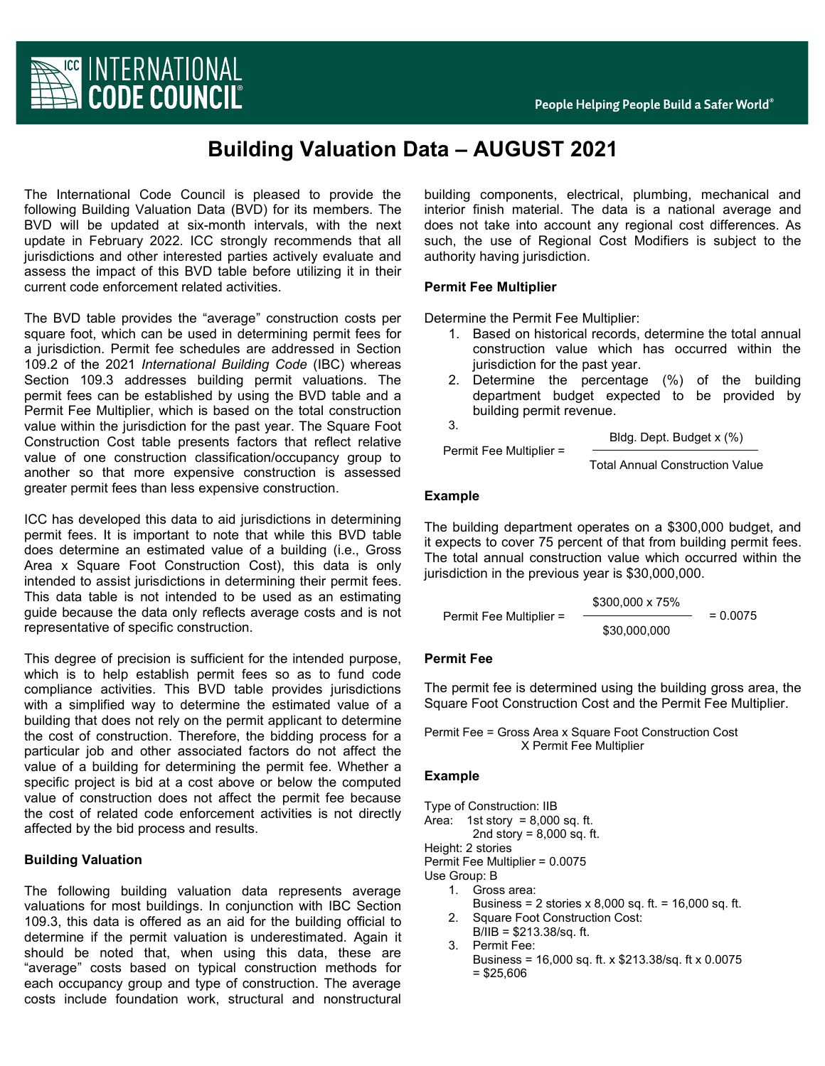# Building Valuation Data – AUGUST 2021

The International Code Council is pleased to provide the following Building Valuation Data (BVD) for its members. The BVD will be updated at six-month intervals, with the next update in February 2022. ICC strongly recommends that all jurisdictions and other interested parties actively evaluate and assess the impact of this BVD table before utilizing it in their current code enforcement related activities.

The BVD table provides the "average" construction costs per square foot, which can be used in determining permit fees for a jurisdiction. Permit fee schedules are addressed in Section 109.2 of the 2021 *International Building Code* (IBC) whereas Section 109.3 addresses building permit valuations. The permit fees can be established by using the BVD table and a Permit Fee Multiplier, which is based on the total construction value within the jurisdiction for the past year. The Square Foot Construction Cost table presents factors that reflect relative value of one construction classification/occupancy group to another so that more expensive construction is assessed greater permit fees than less expensive construction.

ICC has developed this data to aid jurisdictions in determining permit fees. It is important to note that while this BVD table does determine an estimated value of a building (i.e., Gross Area x Square Foot Construction Cost), this data is only intended to assist jurisdictions in determining their permit fees. This data table is not intended to be used as an estimating guide because the data only reflects average costs and is not representative of specific construction.

This degree of precision is sufficient for the intended purpose, which is to help establish permit fees so as to fund code compliance activities. This BVD table provides jurisdictions with a simplified way to determine the estimated value of a building that does not rely on the permit applicant to determine the cost of construction. Therefore, the bidding process for a particular job and other associated factors do not affect the value of a building for determining the permit fee. Whether a specific project is bid at a cost above or below the computed value of construction does not affect the permit fee because the cost of related code enforcement activities is not directly affected by the bid process and results.

**Building Valuation**

The following building valuation data represents average valuations for most buildings. In conjunction with IBC Section 109.3, this data is offered as an aid for the building official to determine if the permit valuation is underestimated. Again it should be noted that, when using this data, these are "average" costs based on typical construction methods for each occupancy group and type of construction. The average costs include foundation work, structural and nonstructural building components, electrical, plumbing, mechanical and interior finish material. The data is a national average and does not take into account any regional cost differences. As such, the use of Regional Cost Modifiers is subject to the authority having jurisdiction.

**Permit Fee Multiplier**

Determine the Permit Fee Multiplier:

1. Based on historical records, determine the total annual construction value which has occurred within the jurisdiction for the past year.
2. Determine the percentage (%) of the building department budget expected to be provided by building permit revenue.
3. 

$$\text{Permit Fee Multiplier} = \frac{\text{Bldg. Dept. Budget x (\%)}}{\text{Total Annual Construction Value}}$$

**Example**

The building department operates on a $300,000 budget, and it expects to cover 75 percent of that from building permit fees. The total annual construction value which occurred within the jurisdiction in the previous year is $30,000,000.

$$\text{Permit Fee Multiplier} = \frac{\$300{,}000 \times 75\%}{\$30{,}000{,}000} = 0.0075$$

**Permit Fee**

The permit fee is determined using the building gross area, the Square Foot Construction Cost and the Permit Fee Multiplier.

Permit Fee = Gross Area x Square Foot Construction Cost X Permit Fee Multiplier

**Example**

Type of Construction: IIB
Area: 1st story = 8,000 sq. ft.
2nd story = 8,000 sq. ft.
Height: 2 stories
Permit Fee Multiplier = 0.0075
Use Group: B

1. Gross area:
   Business = 2 stories x 8,000 sq. ft. = 16,000 sq. ft.
2. Square Foot Construction Cost:
   B/IIB = $213.38/sq. ft.
3. Permit Fee:
   Business = 16,000 sq. ft. x $213.38/sq. ft x 0.0075 = $25,606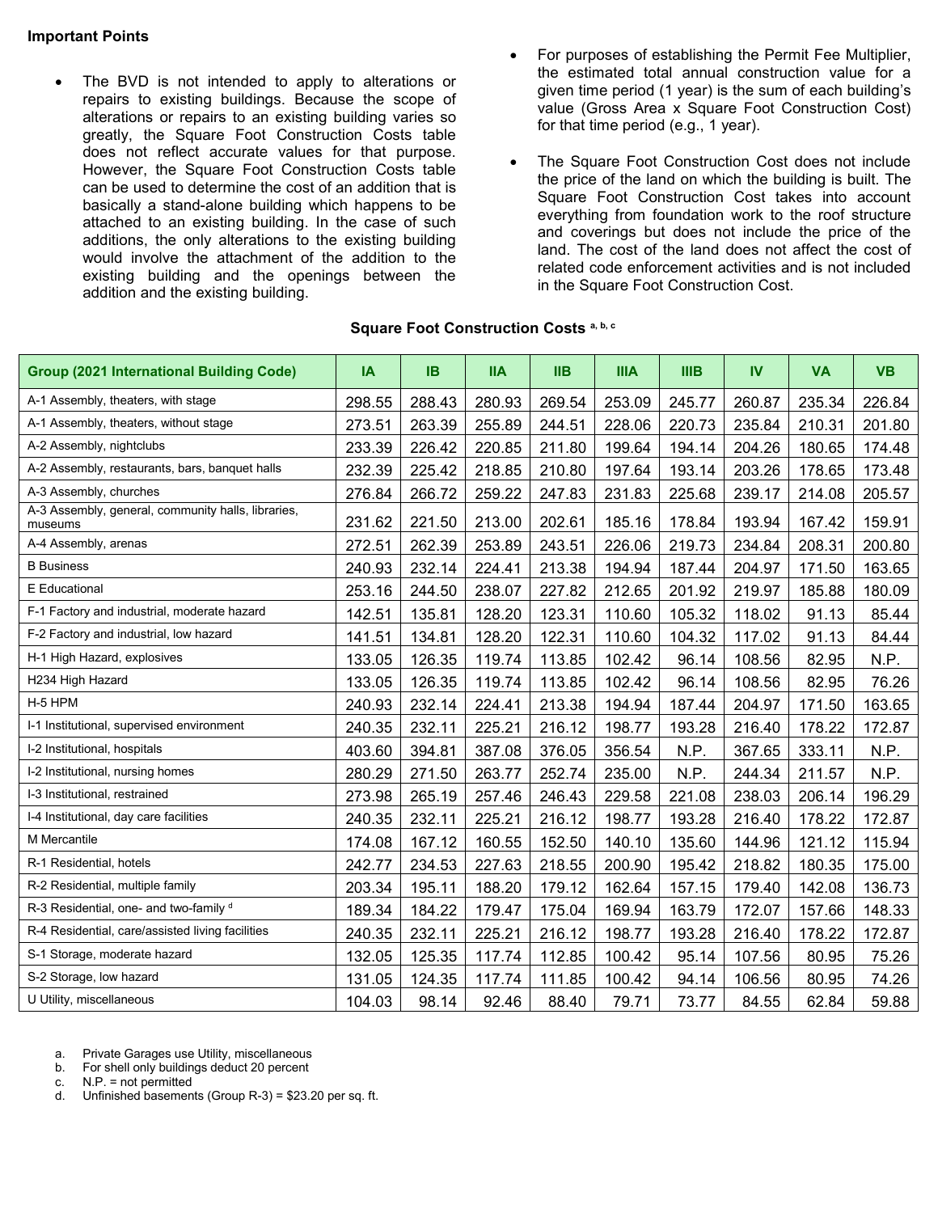**Important Points**

- The BVD is not intended to apply to alterations or repairs to existing buildings. Because the scope of alterations or repairs to an existing building varies so greatly, the Square Foot Construction Costs table does not reflect accurate values for that purpose. However, the Square Foot Construction Costs table can be used to determine the cost of an addition that is basically a stand-alone building which happens to be attached to an existing building. In the case of such additions, the only alterations to the existing building would involve the attachment of the addition to the existing building and the openings between the addition and the existing building.

- For purposes of establishing the Permit Fee Multiplier, the estimated total annual construction value for a given time period (1 year) is the sum of each building's value (Gross Area x Square Foot Construction Cost) for that time period (e.g., 1 year).

- The Square Foot Construction Cost does not include the price of the land on which the building is built. The Square Foot Construction Cost takes into account everything from foundation work to the roof structure and coverings but does not include the price of the land. The cost of the land does not affect the cost of related code enforcement activities and is not included in the Square Foot Construction Cost.

**Square Foot Construction Costs [a, b, c]**

| Group (2021 International Building Code) | IA | IB | IIA | IIB | IIIA | IIIB | IV | VA | VB |
|---|---|---|---|---|---|---|---|---|---|
| A-1 Assembly, theaters, with stage | 298.55 | 288.43 | 280.93 | 269.54 | 253.09 | 245.77 | 260.87 | 235.34 | 226.84 |
| A-1 Assembly, theaters, without stage | 273.51 | 263.39 | 255.89 | 244.51 | 228.06 | 220.73 | 235.84 | 210.31 | 201.80 |
| A-2 Assembly, nightclubs | 233.39 | 226.42 | 220.85 | 211.80 | 199.64 | 194.14 | 204.26 | 180.65 | 174.48 |
| A-2 Assembly, restaurants, bars, banquet halls | 232.39 | 225.42 | 218.85 | 210.80 | 197.64 | 193.14 | 203.26 | 178.65 | 173.48 |
| A-3 Assembly, churches | 276.84 | 266.72 | 259.22 | 247.83 | 231.83 | 225.68 | 239.17 | 214.08 | 205.57 |
| A-3 Assembly, general, community halls, libraries, museums | 231.62 | 221.50 | 213.00 | 202.61 | 185.16 | 178.84 | 193.94 | 167.42 | 159.91 |
| A-4 Assembly, arenas | 272.51 | 262.39 | 253.89 | 243.51 | 226.06 | 219.73 | 234.84 | 208.31 | 200.80 |
| B Business | 240.93 | 232.14 | 224.41 | 213.38 | 194.94 | 187.44 | 204.97 | 171.50 | 163.65 |
| E Educational | 253.16 | 244.50 | 238.07 | 227.82 | 212.65 | 201.92 | 219.97 | 185.88 | 180.09 |
| F-1 Factory and industrial, moderate hazard | 142.51 | 135.81 | 128.20 | 123.31 | 110.60 | 105.32 | 118.02 | 91.13 | 85.44 |
| F-2 Factory and industrial, low hazard | 141.51 | 134.81 | 128.20 | 122.31 | 110.60 | 104.32 | 117.02 | 91.13 | 84.44 |
| H-1 High Hazard, explosives | 133.05 | 126.35 | 119.74 | 113.85 | 102.42 | 96.14 | 108.56 | 82.95 | N.P. |
| H234 High Hazard | 133.05 | 126.35 | 119.74 | 113.85 | 102.42 | 96.14 | 108.56 | 82.95 | 76.26 |
| H-5 HPM | 240.93 | 232.14 | 224.41 | 213.38 | 194.94 | 187.44 | 204.97 | 171.50 | 163.65 |
| I-1 Institutional, supervised environment | 240.35 | 232.11 | 225.21 | 216.12 | 198.77 | 193.28 | 216.40 | 178.22 | 172.87 |
| I-2 Institutional, hospitals | 403.60 | 394.81 | 387.08 | 376.05 | 356.54 | N.P. | 367.65 | 333.11 | N.P. |
| I-2 Institutional, nursing homes | 280.29 | 271.50 | 263.77 | 252.74 | 235.00 | N.P. | 244.34 | 211.57 | N.P. |
| I-3 Institutional, restrained | 273.98 | 265.19 | 257.46 | 246.43 | 229.58 | 221.08 | 238.03 | 206.14 | 196.29 |
| I-4 Institutional, day care facilities | 240.35 | 232.11 | 225.21 | 216.12 | 198.77 | 193.28 | 216.40 | 178.22 | 172.87 |
| M Mercantile | 174.08 | 167.12 | 160.55 | 152.50 | 140.10 | 135.60 | 144.96 | 121.12 | 115.94 |
| R-1 Residential, hotels | 242.77 | 234.53 | 227.63 | 218.55 | 200.90 | 195.42 | 218.82 | 180.35 | 175.00 |
| R-2 Residential, multiple family | 203.34 | 195.11 | 188.20 | 179.12 | 162.64 | 157.15 | 179.40 | 142.08 | 136.73 |
| R-3 Residential, one- and two-family [d] | 189.34 | 184.22 | 179.47 | 175.04 | 169.94 | 163.79 | 172.07 | 157.66 | 148.33 |
| R-4 Residential, care/assisted living facilities | 240.35 | 232.11 | 225.21 | 216.12 | 198.77 | 193.28 | 216.40 | 178.22 | 172.87 |
| S-1 Storage, moderate hazard | 132.05 | 125.35 | 117.74 | 112.85 | 100.42 | 95.14 | 107.56 | 80.95 | 75.26 |
| S-2 Storage, low hazard | 131.05 | 124.35 | 117.74 | 111.85 | 100.42 | 94.14 | 106.56 | 80.95 | 74.26 |
| U Utility, miscellaneous | 104.03 | 98.14 | 92.46 | 88.40 | 79.71 | 73.77 | 84.55 | 62.84 | 59.88 |

a. Private Garages use Utility, miscellaneous
b. For shell only buildings deduct 20 percent
c. N.P. = not permitted
d. Unfinished basements (Group R-3) = $23.20 per sq. ft.